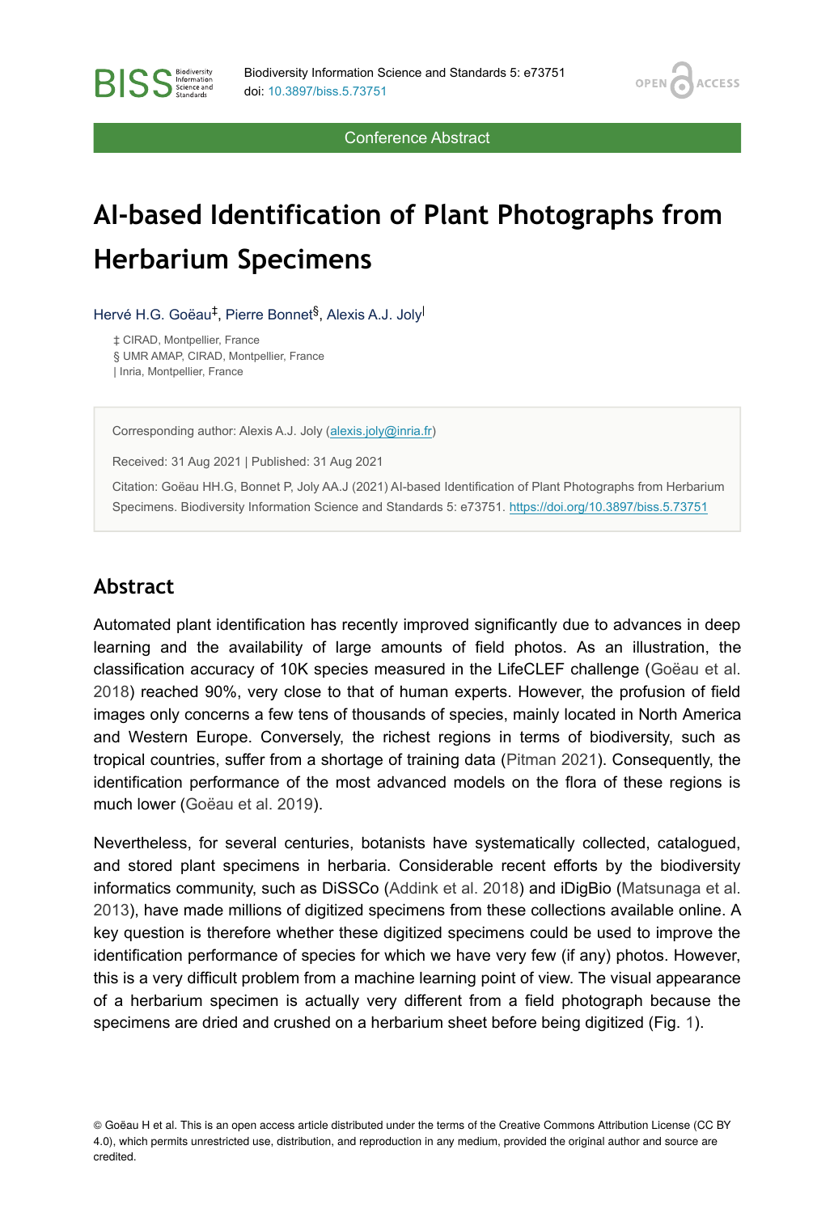Conference Abstract

# AI-based Identification of Plant Photographs from Herbarium Specimens

Hervé H.G. Goëau[‡], Pierre Bonnet[§], Alexis A.J. Joly[|]

‡ CIRAD, Montpellier, France
§ UMR AMAP, CIRAD, Montpellier, France
| Inria, Montpellier, France

Corresponding author: Alexis A.J. Joly (alexis.joly@inria.fr)

Received: 31 Aug 2021 | Published: 31 Aug 2021

Citation: Goëau HH.G, Bonnet P, Joly AA.J (2021) AI-based Identification of Plant Photographs from Herbarium Specimens. Biodiversity Information Science and Standards 5: e73751. https://doi.org/10.3897/biss.5.73751

## Abstract

Automated plant identification has recently improved significantly due to advances in deep learning and the availability of large amounts of field photos. As an illustration, the classification accuracy of 10K species measured in the LifeCLEF challenge (Goëau et al. 2018) reached 90%, very close to that of human experts. However, the profusion of field images only concerns a few tens of thousands of species, mainly located in North America and Western Europe. Conversely, the richest regions in terms of biodiversity, such as tropical countries, suffer from a shortage of training data (Pitman 2021). Consequently, the identification performance of the most advanced models on the flora of these regions is much lower (Goëau et al. 2019).

Nevertheless, for several centuries, botanists have systematically collected, catalogued, and stored plant specimens in herbaria. Considerable recent efforts by the biodiversity informatics community, such as DiSSCo (Addink et al. 2018) and iDigBio (Matsunaga et al. 2013), have made millions of digitized specimens from these collections available online. A key question is therefore whether these digitized specimens could be used to improve the identification performance of species for which we have very few (if any) photos. However, this is a very difficult problem from a machine learning point of view. The visual appearance of a herbarium specimen is actually very different from a field photograph because the specimens are dried and crushed on a herbarium sheet before being digitized (Fig. 1).

© Goëau H et al. This is an open access article distributed under the terms of the Creative Commons Attribution License (CC BY 4.0), which permits unrestricted use, distribution, and reproduction in any medium, provided the original author and source are credited.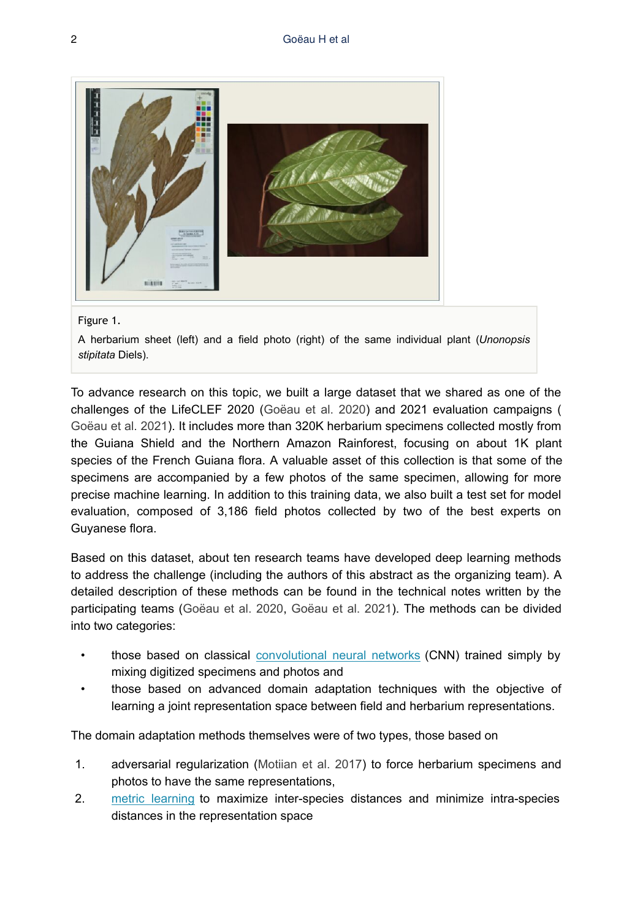Figure 1.

A herbarium sheet (left) and a field photo (right) of the same individual plant (*Unonopsis stipitata* Diels).

To advance research on this topic, we built a large dataset that we shared as one of the challenges of the LifeCLEF 2020 (Goëau et al. 2020) and 2021 evaluation campaigns ( Goëau et al. 2021). It includes more than 320K herbarium specimens collected mostly from the Guiana Shield and the Northern Amazon Rainforest, focusing on about 1K plant species of the French Guiana flora. A valuable asset of this collection is that some of the specimens are accompanied by a few photos of the same specimen, allowing for more precise machine learning. In addition to this training data, we also built a test set for model evaluation, composed of 3,186 field photos collected by two of the best experts on Guyanese flora.

Based on this dataset, about ten research teams have developed deep learning methods to address the challenge (including the authors of this abstract as the organizing team). A detailed description of these methods can be found in the technical notes written by the participating teams (Goëau et al. 2020, Goëau et al. 2021). The methods can be divided into two categories:

- those based on classical convolutional neural networks (CNN) trained simply by mixing digitized specimens and photos and
- those based on advanced domain adaptation techniques with the objective of learning a joint representation space between field and herbarium representations.

The domain adaptation methods themselves were of two types, those based on

1. adversarial regularization (Motiian et al. 2017) to force herbarium specimens and photos to have the same representations,
2. metric learning to maximize inter-species distances and minimize intra-species distances in the representation space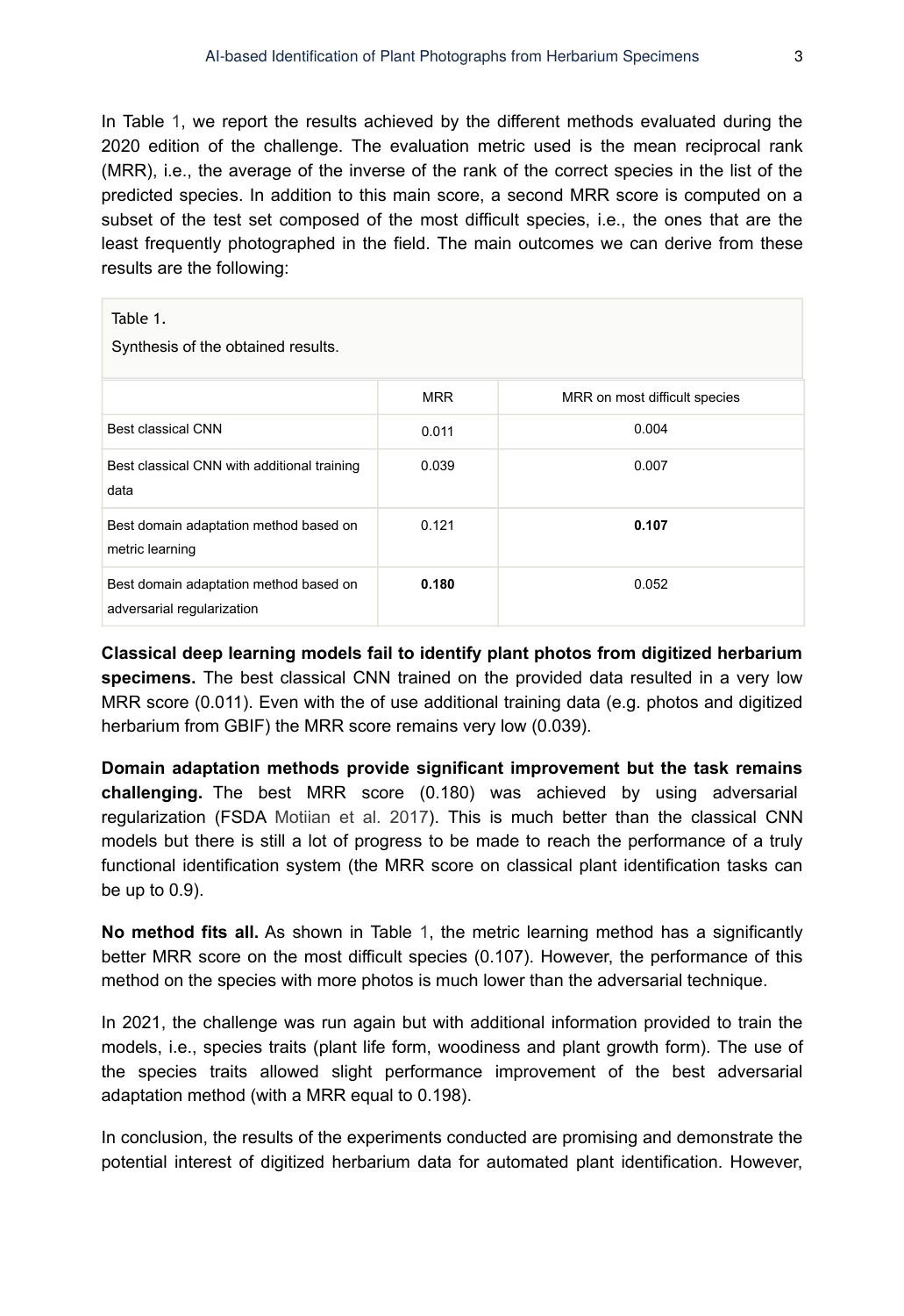In Table 1, we report the results achieved by the different methods evaluated during the 2020 edition of the challenge. The evaluation metric used is the mean reciprocal rank (MRR), i.e., the average of the inverse of the rank of the correct species in the list of the predicted species. In addition to this main score, a second MRR score is computed on a subset of the test set composed of the most difficult species, i.e., the ones that are the least frequently photographed in the field. The main outcomes we can derive from these results are the following:

Table 1.

Synthesis of the obtained results.

| | MRR | MRR on most difficult species |
|---|---|---|
| Best classical CNN | 0.011 | 0.004 |
| Best classical CNN with additional training data | 0.039 | 0.007 |
| Best domain adaptation method based on metric learning | 0.121 | **0.107** |
| Best domain adaptation method based on adversarial regularization | **0.180** | 0.052 |

**Classical deep learning models fail to identify plant photos from digitized herbarium specimens.** The best classical CNN trained on the provided data resulted in a very low MRR score (0.011). Even with the of use additional training data (e.g. photos and digitized herbarium from GBIF) the MRR score remains very low (0.039).

**Domain adaptation methods provide significant improvement but the task remains challenging.** The best MRR score (0.180) was achieved by using adversarial regularization (FSDA Motiian et al. 2017). This is much better than the classical CNN models but there is still a lot of progress to be made to reach the performance of a truly functional identification system (the MRR score on classical plant identification tasks can be up to 0.9).

**No method fits all.** As shown in Table 1, the metric learning method has a significantly better MRR score on the most difficult species (0.107). However, the performance of this method on the species with more photos is much lower than the adversarial technique.

In 2021, the challenge was run again but with additional information provided to train the models, i.e., species traits (plant life form, woodiness and plant growth form). The use of the species traits allowed slight performance improvement of the best adversarial adaptation method (with a MRR equal to 0.198).

In conclusion, the results of the experiments conducted are promising and demonstrate the potential interest of digitized herbarium data for automated plant identification. However,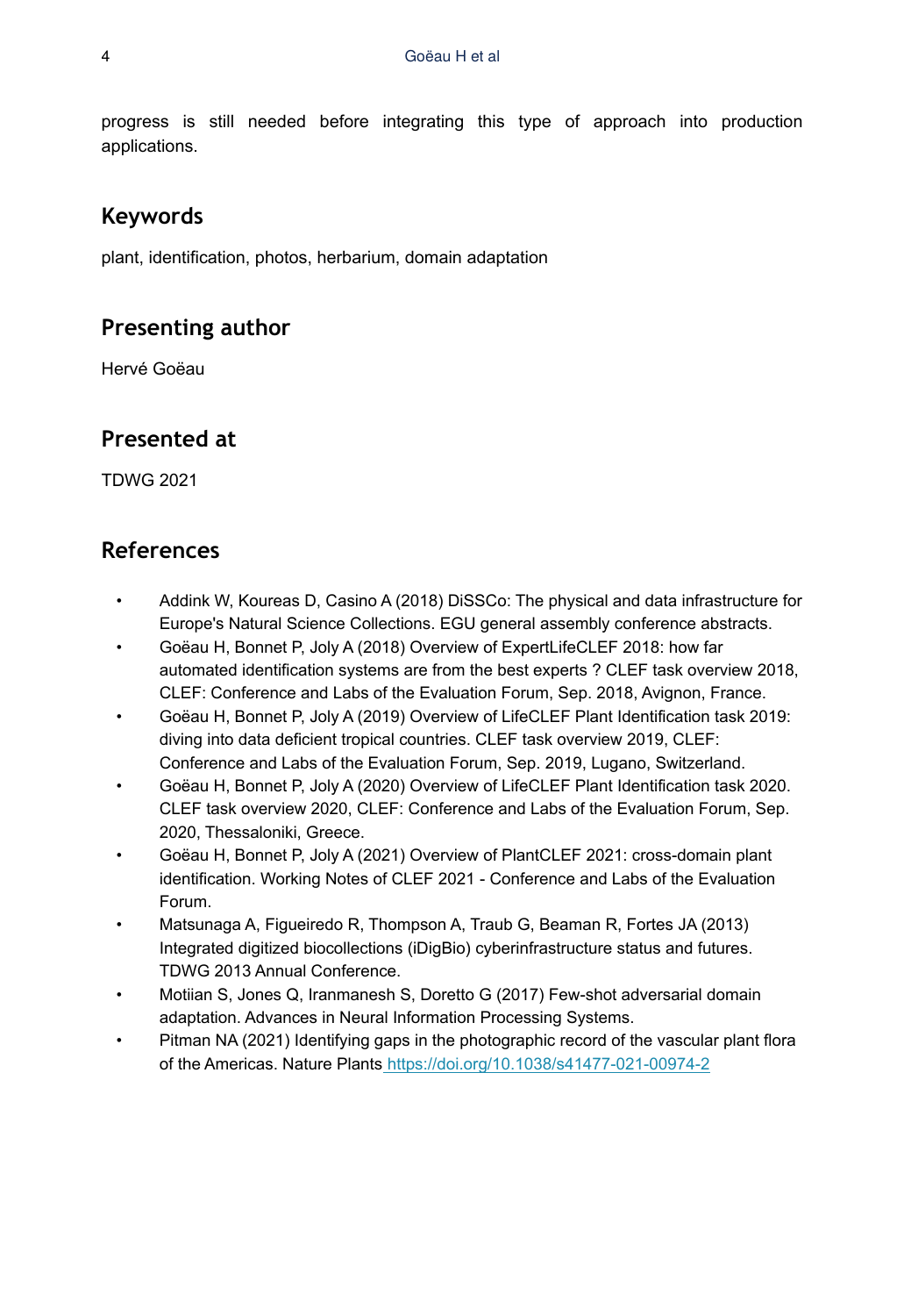progress is still needed before integrating this type of approach into production applications.

## Keywords

plant, identification, photos, herbarium, domain adaptation

## Presenting author

Hervé Goëau

## Presented at

TDWG 2021

## References

- Addink W, Koureas D, Casino A (2018) DiSSCo: The physical and data infrastructure for Europe's Natural Science Collections. EGU general assembly conference abstracts.
- Goëau H, Bonnet P, Joly A (2018) Overview of ExpertLifeCLEF 2018: how far automated identification systems are from the best experts ? CLEF task overview 2018, CLEF: Conference and Labs of the Evaluation Forum, Sep. 2018, Avignon, France.
- Goëau H, Bonnet P, Joly A (2019) Overview of LifeCLEF Plant Identification task 2019: diving into data deficient tropical countries. CLEF task overview 2019, CLEF: Conference and Labs of the Evaluation Forum, Sep. 2019, Lugano, Switzerland.
- Goëau H, Bonnet P, Joly A (2020) Overview of LifeCLEF Plant Identification task 2020. CLEF task overview 2020, CLEF: Conference and Labs of the Evaluation Forum, Sep. 2020, Thessaloniki, Greece.
- Goëau H, Bonnet P, Joly A (2021) Overview of PlantCLEF 2021: cross-domain plant identification. Working Notes of CLEF 2021 - Conference and Labs of the Evaluation Forum.
- Matsunaga A, Figueiredo R, Thompson A, Traub G, Beaman R, Fortes JA (2013) Integrated digitized biocollections (iDigBio) cyberinfrastructure status and futures. TDWG 2013 Annual Conference.
- Motiian S, Jones Q, Iranmanesh S, Doretto G (2017) Few-shot adversarial domain adaptation. Advances in Neural Information Processing Systems.
- Pitman NA (2021) Identifying gaps in the photographic record of the vascular plant flora of the Americas. Nature Plants https://doi.org/10.1038/s41477-021-00974-2